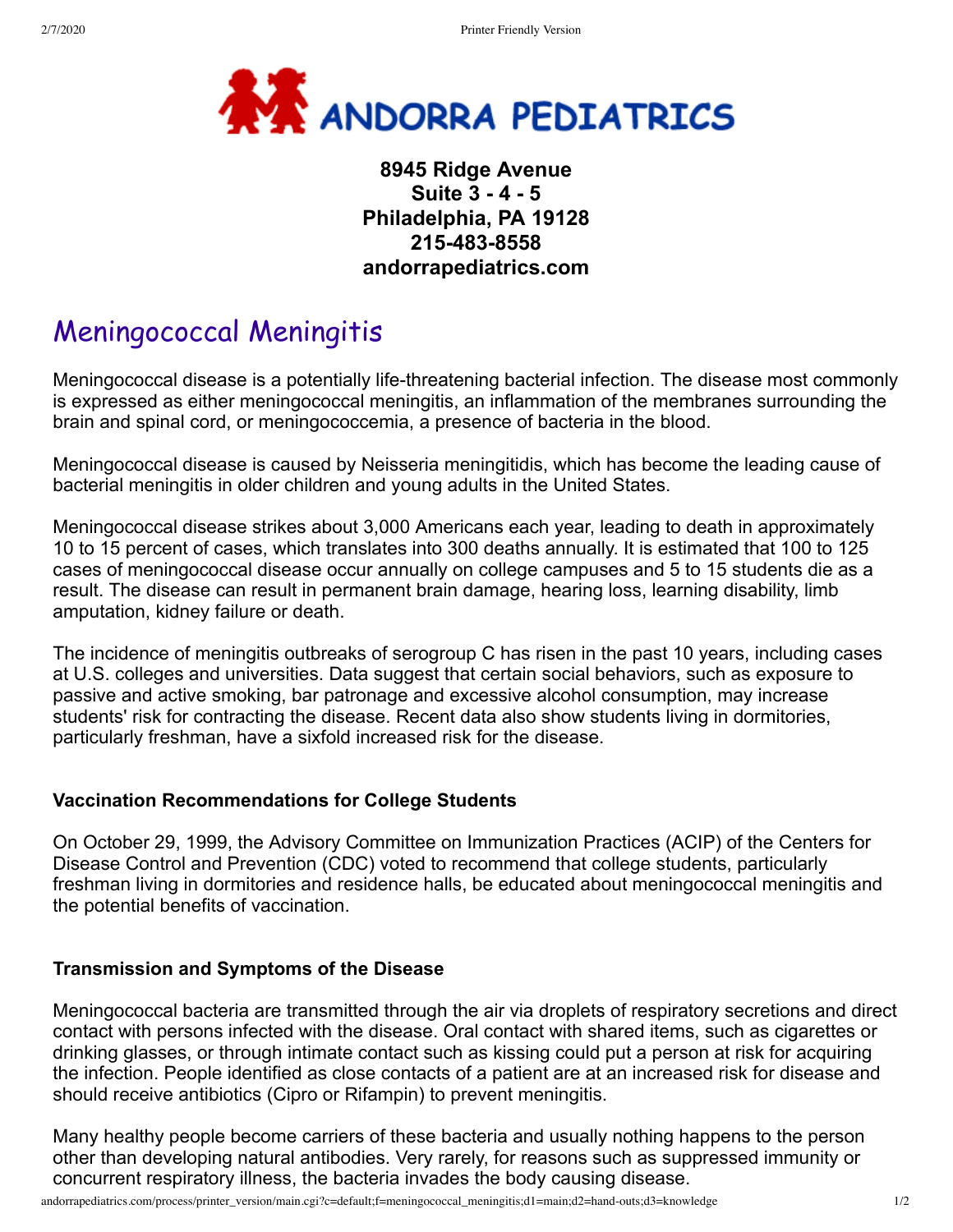# ANDORRA PEDIATRICS

**8945 Ridge Avenue**
**Suite 3 - 4 - 5**
**Philadelphia, PA 19128**
**215-483-8558**
**andorrapediatrics.com**

## Meningococcal Meningitis

Meningococcal disease is a potentially life-threatening bacterial infection. The disease most commonly is expressed as either meningococcal meningitis, an inflammation of the membranes surrounding the brain and spinal cord, or meningococcemia, a presence of bacteria in the blood.

Meningococcal disease is caused by Neisseria meningitidis, which has become the leading cause of bacterial meningitis in older children and young adults in the United States.

Meningococcal disease strikes about 3,000 Americans each year, leading to death in approximately 10 to 15 percent of cases, which translates into 300 deaths annually. It is estimated that 100 to 125 cases of meningococcal disease occur annually on college campuses and 5 to 15 students die as a result. The disease can result in permanent brain damage, hearing loss, learning disability, limb amputation, kidney failure or death.

The incidence of meningitis outbreaks of serogroup C has risen in the past 10 years, including cases at U.S. colleges and universities. Data suggest that certain social behaviors, such as exposure to passive and active smoking, bar patronage and excessive alcohol consumption, may increase students' risk for contracting the disease. Recent data also show students living in dormitories, particularly freshman, have a sixfold increased risk for the disease.

### Vaccination Recommendations for College Students

On October 29, 1999, the Advisory Committee on Immunization Practices (ACIP) of the Centers for Disease Control and Prevention (CDC) voted to recommend that college students, particularly freshman living in dormitories and residence halls, be educated about meningococcal meningitis and the potential benefits of vaccination.

### Transmission and Symptoms of the Disease

Meningococcal bacteria are transmitted through the air via droplets of respiratory secretions and direct contact with persons infected with the disease. Oral contact with shared items, such as cigarettes or drinking glasses, or through intimate contact such as kissing could put a person at risk for acquiring the infection. People identified as close contacts of a patient are at an increased risk for disease and should receive antibiotics (Cipro or Rifampin) to prevent meningitis.

Many healthy people become carriers of these bacteria and usually nothing happens to the person other than developing natural antibodies. Very rarely, for reasons such as suppressed immunity or concurrent respiratory illness, the bacteria invades the body causing disease.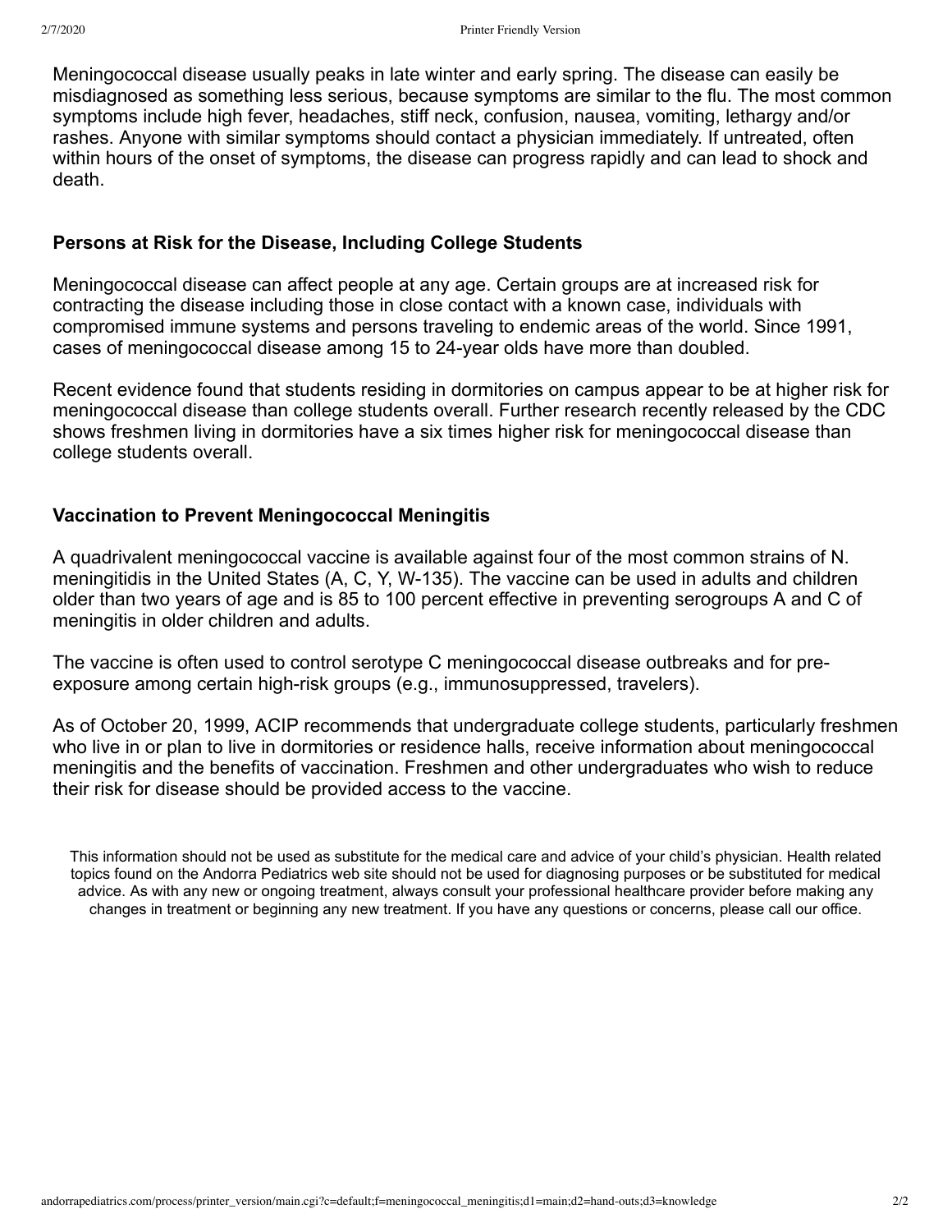Meningococcal disease usually peaks in late winter and early spring. The disease can easily be misdiagnosed as something less serious, because symptoms are similar to the flu. The most common symptoms include high fever, headaches, stiff neck, confusion, nausea, vomiting, lethargy and/or rashes. Anyone with similar symptoms should contact a physician immediately. If untreated, often within hours of the onset of symptoms, the disease can progress rapidly and can lead to shock and death.

### Persons at Risk for the Disease, Including College Students

Meningococcal disease can affect people at any age. Certain groups are at increased risk for contracting the disease including those in close contact with a known case, individuals with compromised immune systems and persons traveling to endemic areas of the world. Since 1991, cases of meningococcal disease among 15 to 24-year olds have more than doubled.

Recent evidence found that students residing in dormitories on campus appear to be at higher risk for meningococcal disease than college students overall. Further research recently released by the CDC shows freshmen living in dormitories have a six times higher risk for meningococcal disease than college students overall.

### Vaccination to Prevent Meningococcal Meningitis

A quadrivalent meningococcal vaccine is available against four of the most common strains of N. meningitidis in the United States (A, C, Y, W-135). The vaccine can be used in adults and children older than two years of age and is 85 to 100 percent effective in preventing serogroups A and C of meningitis in older children and adults.

The vaccine is often used to control serotype C meningococcal disease outbreaks and for pre-exposure among certain high-risk groups (e.g., immunosuppressed, travelers).

As of October 20, 1999, ACIP recommends that undergraduate college students, particularly freshmen who live in or plan to live in dormitories or residence halls, receive information about meningococcal meningitis and the benefits of vaccination. Freshmen and other undergraduates who wish to reduce their risk for disease should be provided access to the vaccine.

This information should not be used as substitute for the medical care and advice of your child's physician. Health related topics found on the Andorra Pediatrics web site should not be used for diagnosing purposes or be substituted for medical advice. As with any new or ongoing treatment, always consult your professional healthcare provider before making any changes in treatment or beginning any new treatment. If you have any questions or concerns, please call our office.